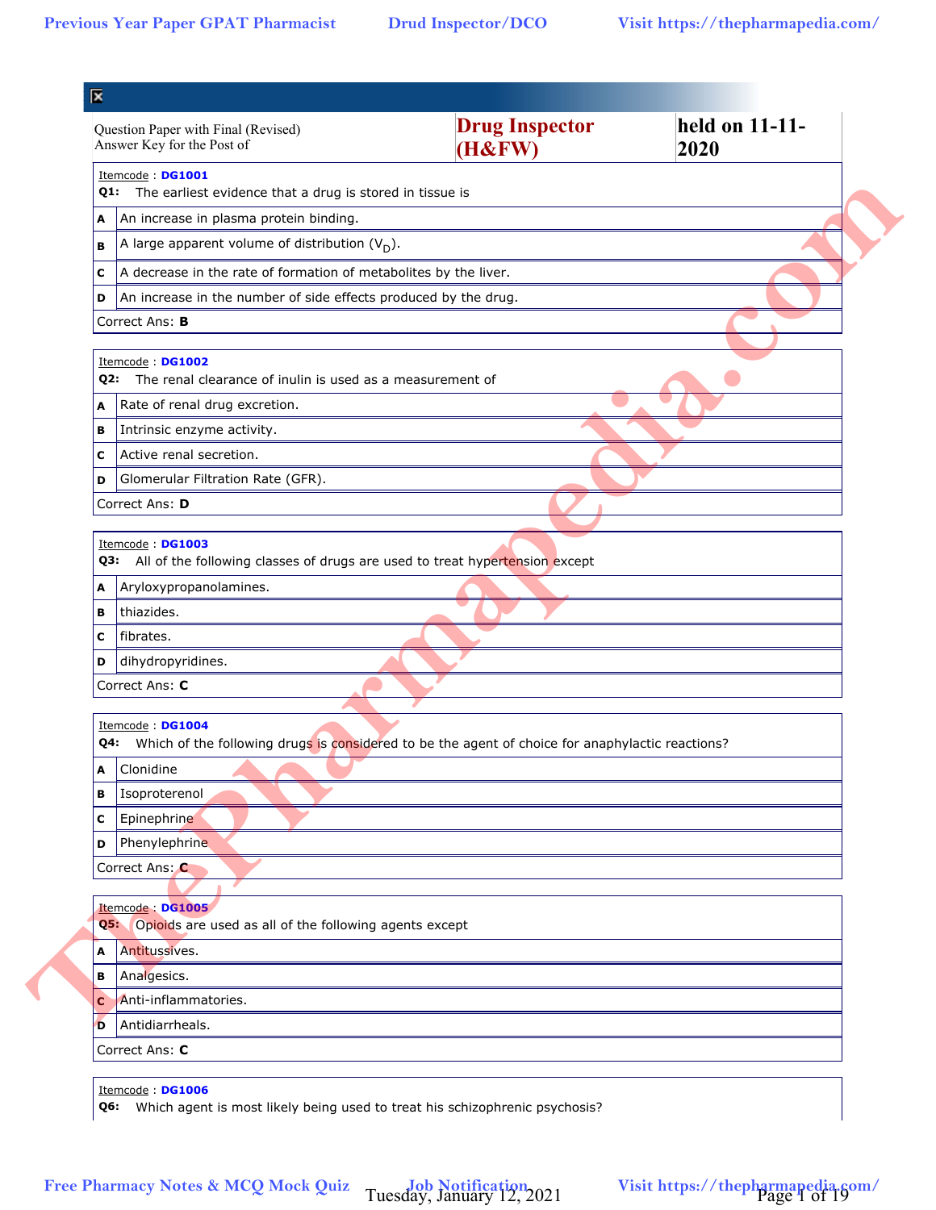Question Paper with Final (Revised) Answer Key for the Post of **Drug Inspector (H&FW)** **held on 11-11-2020**

Itemcode : **DG1001**

**Q1:** The earliest evidence that a drug is stored in tissue is

| | |
|---|---|
| **A** | An increase in plasma protein binding. |
| **B** | A large apparent volume of distribution ($V_D$). |
| **C** | A decrease in the rate of formation of metabolites by the liver. |
| **D** | An increase in the number of side effects produced by the drug. |

Correct Ans: **B**

Itemcode : **DG1002**

**Q2:** The renal clearance of inulin is used as a measurement of

| | |
|---|---|
| **A** | Rate of renal drug excretion. |
| **B** | Intrinsic enzyme activity. |
| **C** | Active renal secretion. |
| **D** | Glomerular Filtration Rate (GFR). |

Correct Ans: **D**

Itemcode : **DG1003**

**Q3:** All of the following classes of drugs are used to treat hypertension except

| | |
|---|---|
| **A** | Aryloxypropanolamines. |
| **B** | thiazides. |
| **C** | fibrates. |
| **D** | dihydropyridines. |

Correct Ans: **C**

Itemcode : **DG1004**

**Q4:** Which of the following drugs is considered to be the agent of choice for anaphylactic reactions?

| | |
|---|---|
| **A** | Clonidine |
| **B** | Isoproterenol |
| **C** | Epinephrine |
| **D** | Phenylephrine |

Correct Ans: **C**

Itemcode : **DG1005**

**Q5:** Opioids are used as all of the following agents except

| | |
|---|---|
| **A** | Antitussives. |
| **B** | Analgesics. |
| **C** | Anti-inflammatories. |
| **D** | Antidiarrheals. |

Correct Ans: **C**

Itemcode : **DG1006**

**Q6:** Which agent is most likely being used to treat his schizophrenic psychosis?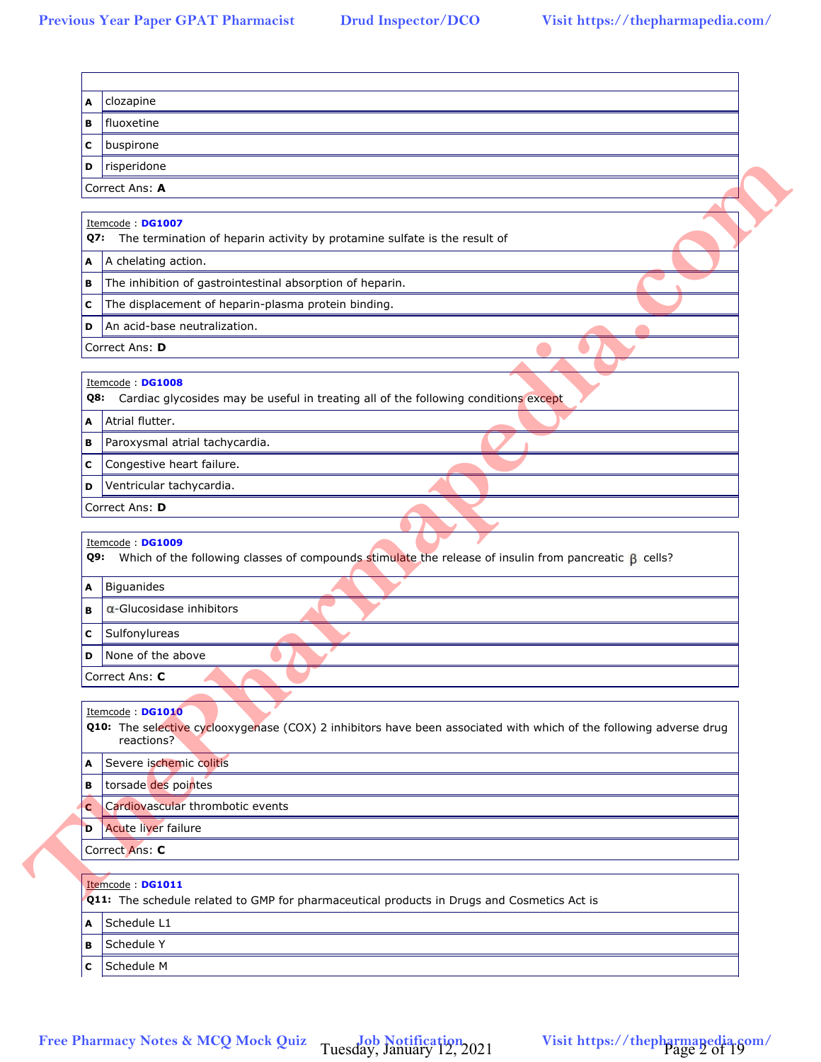| | |
|---|---|
| **A** | clozapine |
| **B** | fluoxetine |
| **C** | buspirone |
| **D** | risperidone |

Correct Ans: **A**

Itemcode : **DG1007**

**Q7:** The termination of heparin activity by protamine sulfate is the result of

| | |
|---|---|
| **A** | A chelating action. |
| **B** | The inhibition of gastrointestinal absorption of heparin. |
| **C** | The displacement of heparin-plasma protein binding. |
| **D** | An acid-base neutralization. |

Correct Ans: **D**

Itemcode : **DG1008**

**Q8:** Cardiac glycosides may be useful in treating all of the following conditions except

| | |
|---|---|
| **A** | Atrial flutter. |
| **B** | Paroxysmal atrial tachycardia. |
| **C** | Congestive heart failure. |
| **D** | Ventricular tachycardia. |

Correct Ans: **D**

Itemcode : **DG1009**

**Q9:** Which of the following classes of compounds stimulate the release of insulin from pancreatic $\beta$ cells?

| | |
|---|---|
| **A** | Biguanides |
| **B** | $\alpha$-Glucosidase inhibitors |
| **C** | Sulfonylureas |
| **D** | None of the above |

Correct Ans: **C**

Itemcode : **DG1010**

**Q10:** The selective cyclooxygenase (COX) 2 inhibitors have been associated with which of the following adverse drug reactions?

| | |
|---|---|
| **A** | Severe ischemic colitis |
| **B** | torsade des pointes |
| **C** | Cardiovascular thrombotic events |
| **D** | Acute liver failure |

Correct Ans: **C**

Itemcode : **DG1011**

**Q11:** The schedule related to GMP for pharmaceutical products in Drugs and Cosmetics Act is

| | |
|---|---|
| **A** | Schedule L1 |
| **B** | Schedule Y |
| **C** | Schedule M |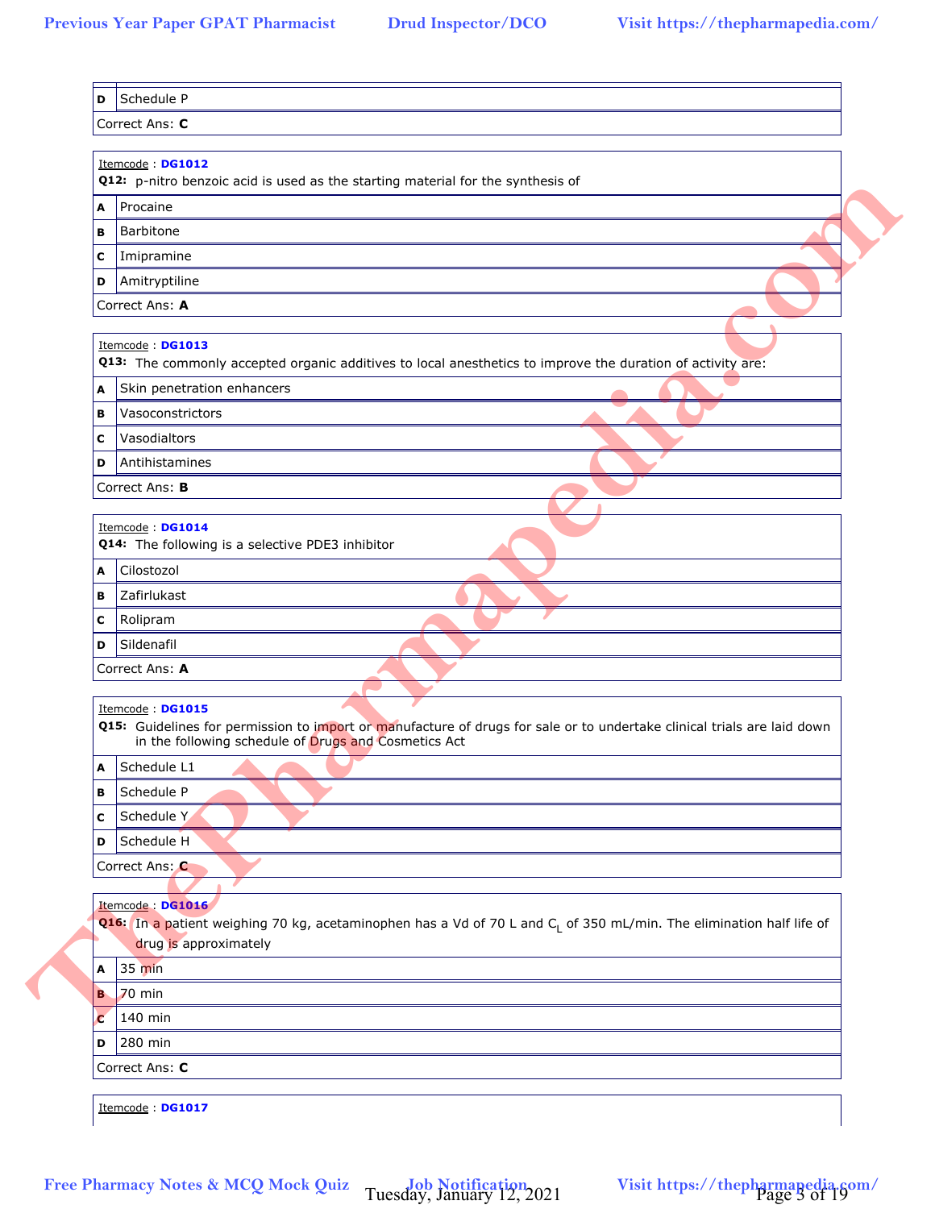| D | Schedule P |
|---|---|

Correct Ans: **C**

Itemcode : **DG1012**

**Q12:** p-nitro benzoic acid is used as the starting material for the synthesis of

| A | Procaine |
|---|---|
| B | Barbitone |
| C | Imipramine |
| D | Amitryptiline |

Correct Ans: **A**

Itemcode : **DG1013**

**Q13:** The commonly accepted organic additives to local anesthetics to improve the duration of activity are:

| A | Skin penetration enhancers |
|---|---|
| B | Vasoconstrictors |
| C | Vasodialtors |
| D | Antihistamines |

Correct Ans: **B**

Itemcode : **DG1014**

**Q14:** The following is a selective PDE3 inhibitor

| A | Cilostozol |
|---|---|
| B | Zafirlukast |
| C | Rolipram |
| D | Sildenafil |

Correct Ans: **A**

Itemcode : **DG1015**

**Q15:** Guidelines for permission to import or manufacture of drugs for sale or to undertake clinical trials are laid down in the following schedule of Drugs and Cosmetics Act

| A | Schedule L1 |
|---|---|
| B | Schedule P |
| C | Schedule Y |
| D | Schedule H |

Correct Ans: **C**

Itemcode : **DG1016**

**Q16:** In a patient weighing 70 kg, acetaminophen has a Vd of 70 L and $C_L$ of 350 mL/min. The elimination half life of drug is approximately

| A | 35 min |
|---|---|
| B | 70 min |
| C | 140 min |
| D | 280 min |

Correct Ans: **C**

Itemcode : **DG1017**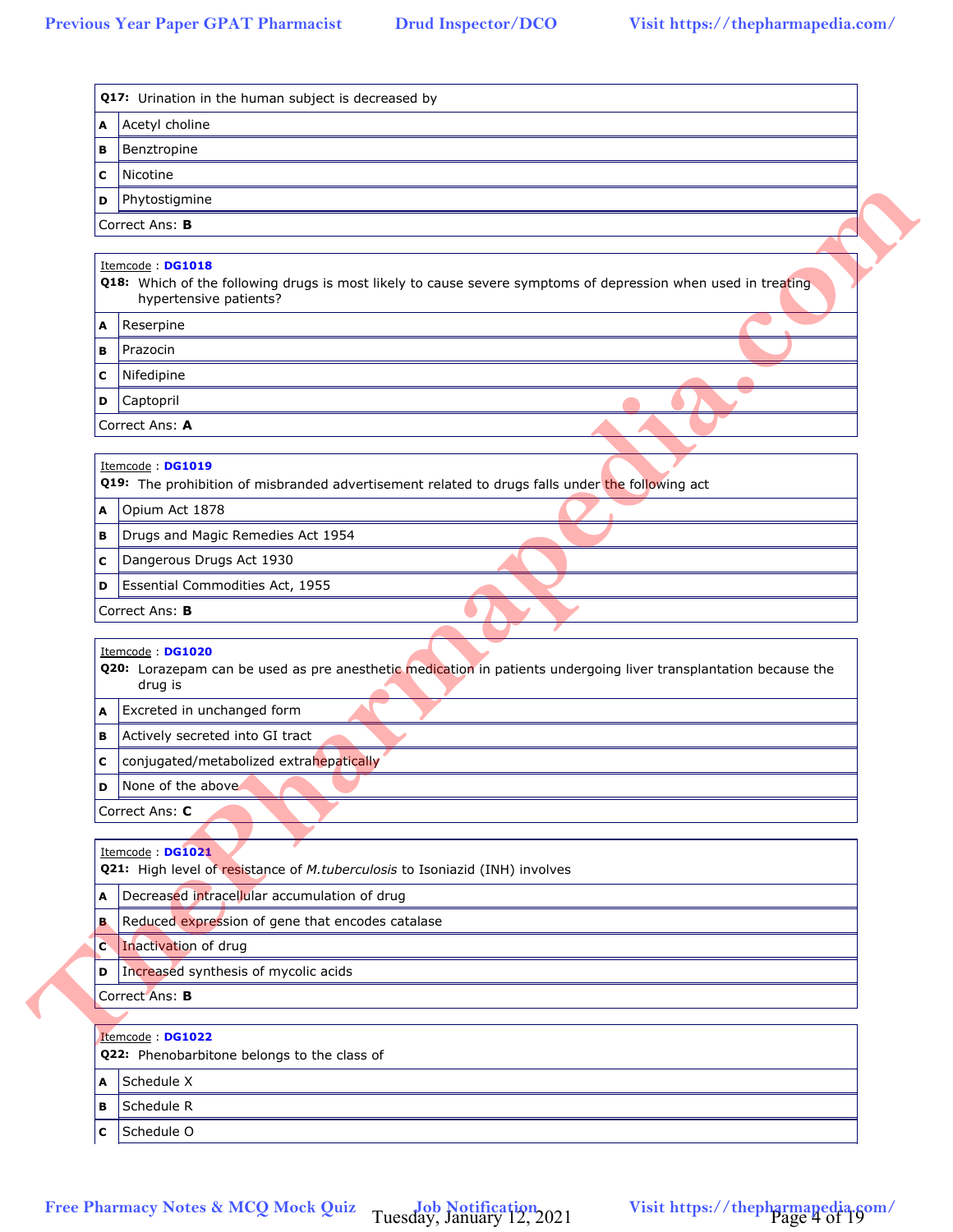**Q17:** Urination in the human subject is decreased by

| | |
|---|---|
| **A** | Acetyl choline |
| **B** | Benztropine |
| **C** | Nicotine |
| **D** | Phytostigmine |

Correct Ans: **B**

Itemcode : **DG1018**

**Q18:** Which of the following drugs is most likely to cause severe symptoms of depression when used in treating hypertensive patients?

| | |
|---|---|
| **A** | Reserpine |
| **B** | Prazocin |
| **C** | Nifedipine |
| **D** | Captopril |

Correct Ans: **A**

Itemcode : **DG1019**

**Q19:** The prohibition of misbranded advertisement related to drugs falls under the following act

| | |
|---|---|
| **A** | Opium Act 1878 |
| **B** | Drugs and Magic Remedies Act 1954 |
| **C** | Dangerous Drugs Act 1930 |
| **D** | Essential Commodities Act, 1955 |

Correct Ans: **B**

Itemcode : **DG1020**

**Q20:** Lorazepam can be used as pre anesthetic medication in patients undergoing liver transplantation because the drug is

| | |
|---|---|
| **A** | Excreted in unchanged form |
| **B** | Actively secreted into GI tract |
| **C** | conjugated/metabolized extrahepatically |
| **D** | None of the above |

Correct Ans: **C**

Itemcode : **DG1021**

**Q21:** High level of resistance of *M.tuberculosis* to Isoniazid (INH) involves

| | |
|---|---|
| **A** | Decreased intracellular accumulation of drug |
| **B** | Reduced expression of gene that encodes catalase |
| **C** | Inactivation of drug |
| **D** | Increased synthesis of mycolic acids |

Correct Ans: **B**

Itemcode : **DG1022**

**Q22:** Phenobarbitone belongs to the class of

| | |
|---|---|
| **A** | Schedule X |
| **B** | Schedule R |
| **C** | Schedule O |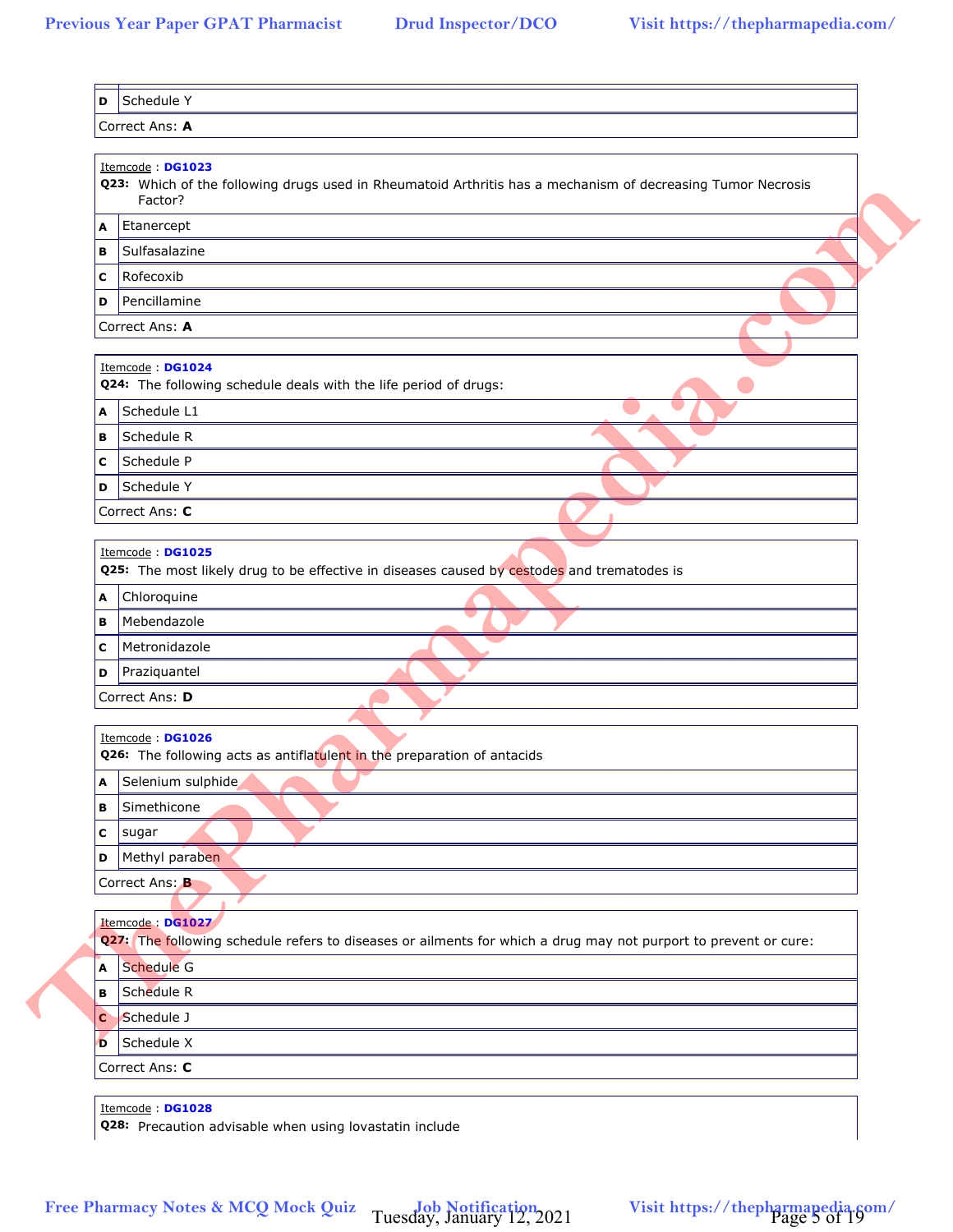| | |
|---|---|
| **D** | Schedule Y |

Correct Ans: **A**

Itemcode : **DG1023**
**Q23:** Which of the following drugs used in Rheumatoid Arthritis has a mechanism of decreasing Tumor Necrosis Factor?

| | |
|---|---|
| **A** | Etanercept |
| **B** | Sulfasalazine |
| **C** | Rofecoxib |
| **D** | Pencillamine |

Correct Ans: **A**

Itemcode : **DG1024**
**Q24:** The following schedule deals with the life period of drugs:

| | |
|---|---|
| **A** | Schedule L1 |
| **B** | Schedule R |
| **C** | Schedule P |
| **D** | Schedule Y |

Correct Ans: **C**

Itemcode : **DG1025**
**Q25:** The most likely drug to be effective in diseases caused by cestodes and trematodes is

| | |
|---|---|
| **A** | Chloroquine |
| **B** | Mebendazole |
| **C** | Metronidazole |
| **D** | Praziquantel |

Correct Ans: **D**

Itemcode : **DG1026**
**Q26:** The following acts as antiflatulent in the preparation of antacids

| | |
|---|---|
| **A** | Selenium sulphide |
| **B** | Simethicone |
| **C** | sugar |
| **D** | Methyl paraben |

Correct Ans: **B**

Itemcode : **DG1027**
**Q27:** The following schedule refers to diseases or ailments for which a drug may not purport to prevent or cure:

| | |
|---|---|
| **A** | Schedule G |
| **B** | Schedule R |
| **C** | Schedule J |
| **D** | Schedule X |

Correct Ans: **C**

Itemcode : **DG1028**
**Q28:** Precaution advisable when using lovastatin include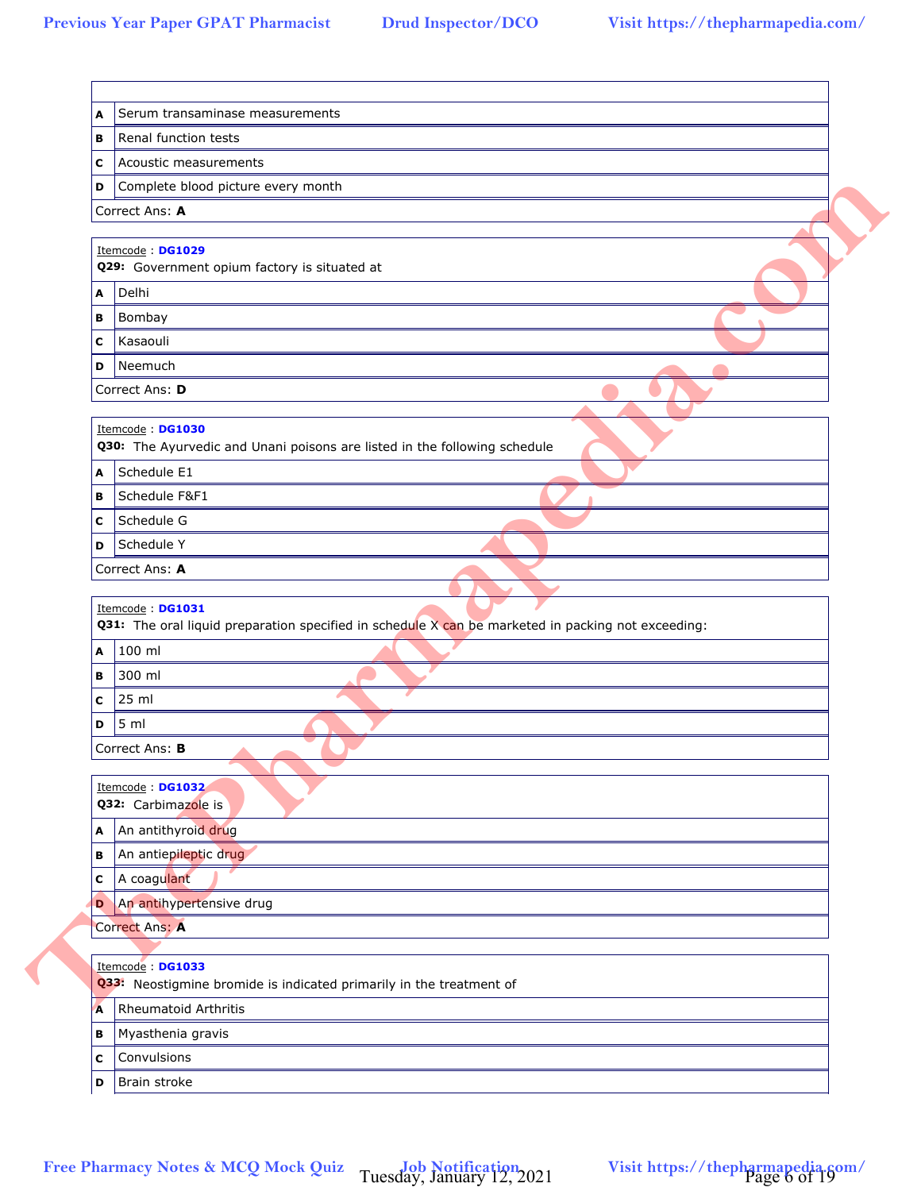| | |
|---|---|
| A | Serum transaminase measurements |
| B | Renal function tests |
| C | Acoustic measurements |
| D | Complete blood picture every month |

Correct Ans: **A**

Itemcode : **DG1029**

**Q29:** Government opium factory is situated at

| | |
|---|---|
| A | Delhi |
| B | Bombay |
| C | Kasaouli |
| D | Neemuch |

Correct Ans: **D**

Itemcode : **DG1030**

**Q30:** The Ayurvedic and Unani poisons are listed in the following schedule

| | |
|---|---|
| A | Schedule E1 |
| B | Schedule F&F1 |
| C | Schedule G |
| D | Schedule Y |

Correct Ans: **A**

Itemcode : **DG1031**

**Q31:** The oral liquid preparation specified in schedule X can be marketed in packing not exceeding:

| | |
|---|---|
| A | 100 ml |
| B | 300 ml |
| C | 25 ml |
| D | 5 ml |

Correct Ans: **B**

Itemcode : **DG1032**

**Q32:** Carbimazole is

| | |
|---|---|
| A | An antithyroid drug |
| B | An antiepileptic drug |
| C | A coagulant |
| D | An antihypertensive drug |

Correct Ans: **A**

Itemcode : **DG1033**

**Q33:** Neostigmine bromide is indicated primarily in the treatment of

| | |
|---|---|
| A | Rheumatoid Arthritis |
| B | Myasthenia gravis |
| C | Convulsions |
| D | Brain stroke |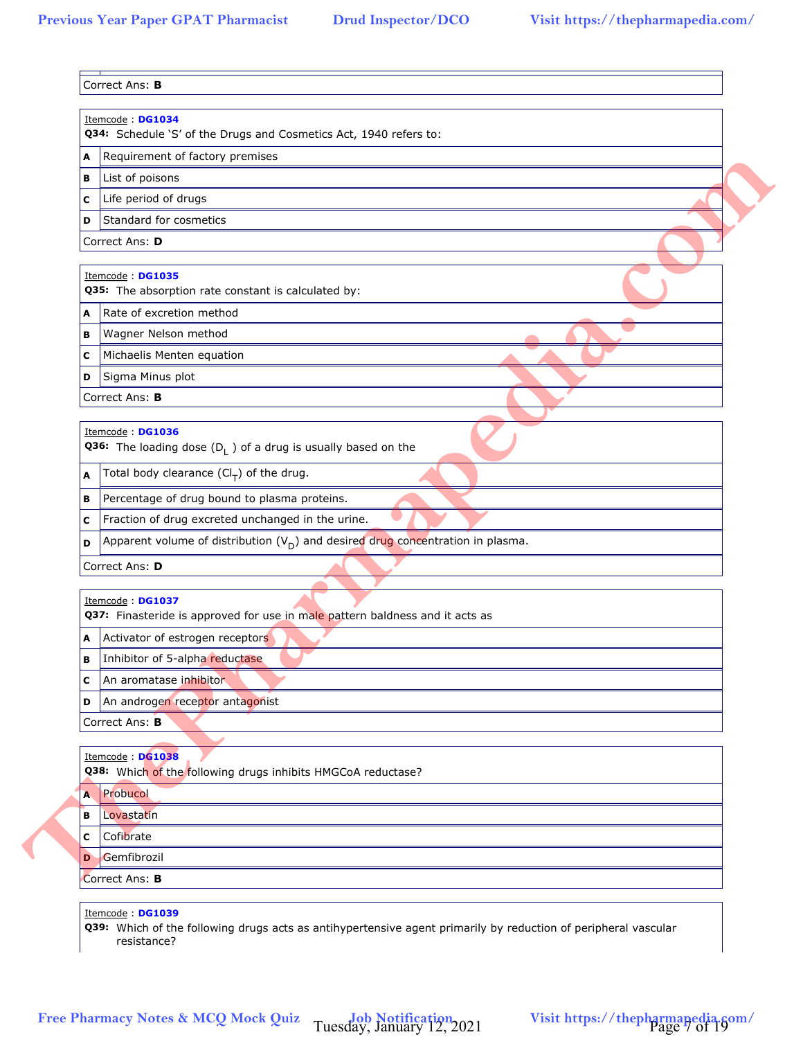Correct Ans: **B**

Itemcode : **DG1034**

**Q34:** Schedule 'S' of the Drugs and Cosmetics Act, 1940 refers to:

| | |
|---|---|
| **A** | Requirement of factory premises |
| **B** | List of poisons |
| **C** | Life period of drugs |
| **D** | Standard for cosmetics |

Correct Ans: **D**

Itemcode : **DG1035**

**Q35:** The absorption rate constant is calculated by:

| | |
|---|---|
| **A** | Rate of excretion method |
| **B** | Wagner Nelson method |
| **C** | Michaelis Menten equation |
| **D** | Sigma Minus plot |

Correct Ans: **B**

Itemcode : **DG1036**

**Q36:** The loading dose ($D_L$) of a drug is usually based on the

| | |
|---|---|
| **A** | Total body clearance ($Cl_T$) of the drug. |
| **B** | Percentage of drug bound to plasma proteins. |
| **C** | Fraction of drug excreted unchanged in the urine. |
| **D** | Apparent volume of distribution ($V_D$) and desired drug concentration in plasma. |

Correct Ans: **D**

Itemcode : **DG1037**

**Q37:** Finasteride is approved for use in male pattern baldness and it acts as

| | |
|---|---|
| **A** | Activator of estrogen receptors |
| **B** | Inhibitor of 5-alpha reductase |
| **C** | An aromatase inhibitor |
| **D** | An androgen receptor antagonist |

Correct Ans: **B**

Itemcode : **DG1038**

**Q38:** Which of the following drugs inhibits HMGCoA reductase?

| | |
|---|---|
| **A** | Probucol |
| **B** | Lovastatin |
| **C** | Cofibrate |
| **D** | Gemfibrozil |

Correct Ans: **B**

Itemcode : **DG1039**

**Q39:** Which of the following drugs acts as antihypertensive agent primarily by reduction of peripheral vascular resistance?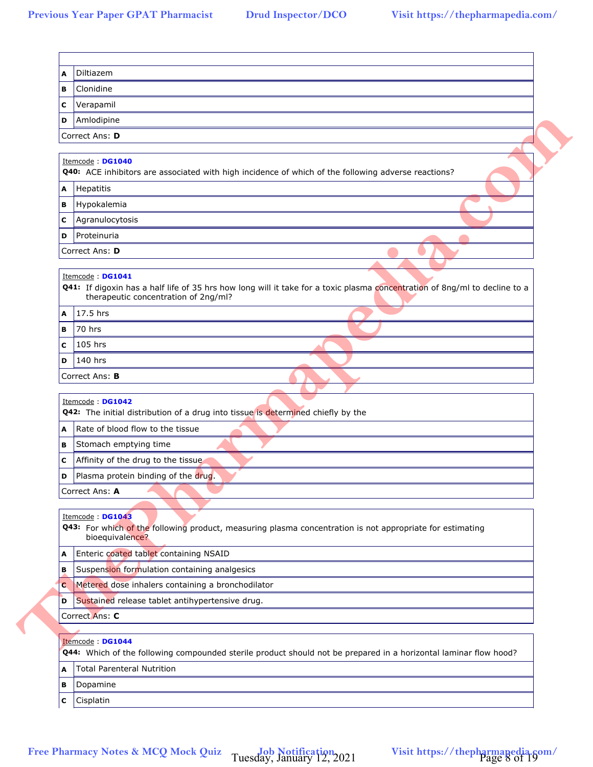| | |
|---|---|
| **A** | Diltiazem |
| **B** | Clonidine |
| **C** | Verapamil |
| **D** | Amlodipine |

Correct Ans: **D**

Itemcode : **DG1040**

**Q40:** ACE inhibitors are associated with high incidence of which of the following adverse reactions?

| | |
|---|---|
| **A** | Hepatitis |
| **B** | Hypokalemia |
| **C** | Agranulocytosis |
| **D** | Proteinuria |

Correct Ans: **D**

Itemcode : **DG1041**

**Q41:** If digoxin has a half life of 35 hrs how long will it take for a toxic plasma concentration of 8ng/ml to decline to a therapeutic concentration of 2ng/ml?

| | |
|---|---|
| **A** | 17.5 hrs |
| **B** | 70 hrs |
| **C** | 105 hrs |
| **D** | 140 hrs |

Correct Ans: **B**

Itemcode : **DG1042**

**Q42:** The initial distribution of a drug into tissue is determined chiefly by the

| | |
|---|---|
| **A** | Rate of blood flow to the tissue |
| **B** | Stomach emptying time |
| **C** | Affinity of the drug to the tissue |
| **D** | Plasma protein binding of the drug. |

Correct Ans: **A**

Itemcode : **DG1043**

**Q43:** For which of the following product, measuring plasma concentration is not appropriate for estimating bioequivalence?

| | |
|---|---|
| **A** | Enteric coated tablet containing NSAID |
| **B** | Suspension formulation containing analgesics |
| **C** | Metered dose inhalers containing a bronchodilator |
| **D** | Sustained release tablet antihypertensive drug. |

Correct Ans: **C**

Itemcode : **DG1044**

**Q44:** Which of the following compounded sterile product should not be prepared in a horizontal laminar flow hood?

| | |
|---|---|
| **A** | Total Parenteral Nutrition |
| **B** | Dopamine |
| **C** | Cisplatin |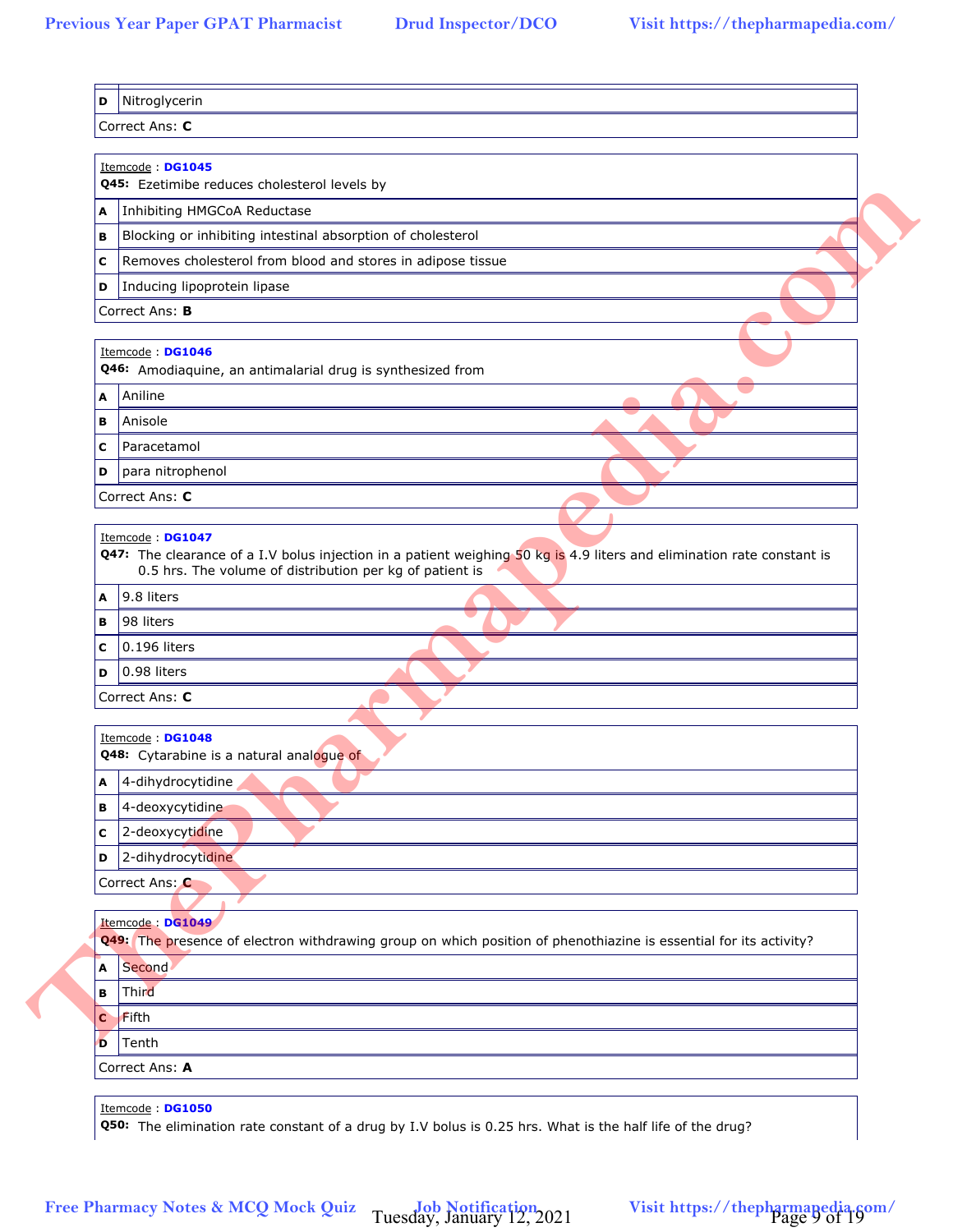| D | Nitroglycerin |
|---|---|

Correct Ans: **C**

Itemcode : **DG1045**
**Q45:** Ezetimibe reduces cholesterol levels by

| A | Inhibiting HMGCoA Reductase |
|---|---|
| B | Blocking or inhibiting intestinal absorption of cholesterol |
| C | Removes cholesterol from blood and stores in adipose tissue |
| D | Inducing lipoprotein lipase |

Correct Ans: **B**

Itemcode : **DG1046**
**Q46:** Amodiaquine, an antimalarial drug is synthesized from

| A | Aniline |
|---|---|
| B | Anisole |
| C | Paracetamol |
| D | para nitrophenol |

Correct Ans: **C**

Itemcode : **DG1047**
**Q47:** The clearance of a I.V bolus injection in a patient weighing 50 kg is 4.9 liters and elimination rate constant is 0.5 hrs. The volume of distribution per kg of patient is

| A | 9.8 liters |
|---|---|
| B | 98 liters |
| C | 0.196 liters |
| D | 0.98 liters |

Correct Ans: **C**

Itemcode : **DG1048**
**Q48:** Cytarabine is a natural analogue of

| A | 4-dihydrocytidine |
|---|---|
| B | 4-deoxycytidine |
| C | 2-deoxycytidine |
| D | 2-dihydrocytidine |

Correct Ans: **C**

Itemcode : **DG1049**
**Q49:** The presence of electron withdrawing group on which position of phenothiazine is essential for its activity?

| A | Second |
|---|---|
| B | Third |
| C | Fifth |
| D | Tenth |

Correct Ans: **A**

Itemcode : **DG1050**
**Q50:** The elimination rate constant of a drug by I.V bolus is 0.25 hrs. What is the half life of the drug?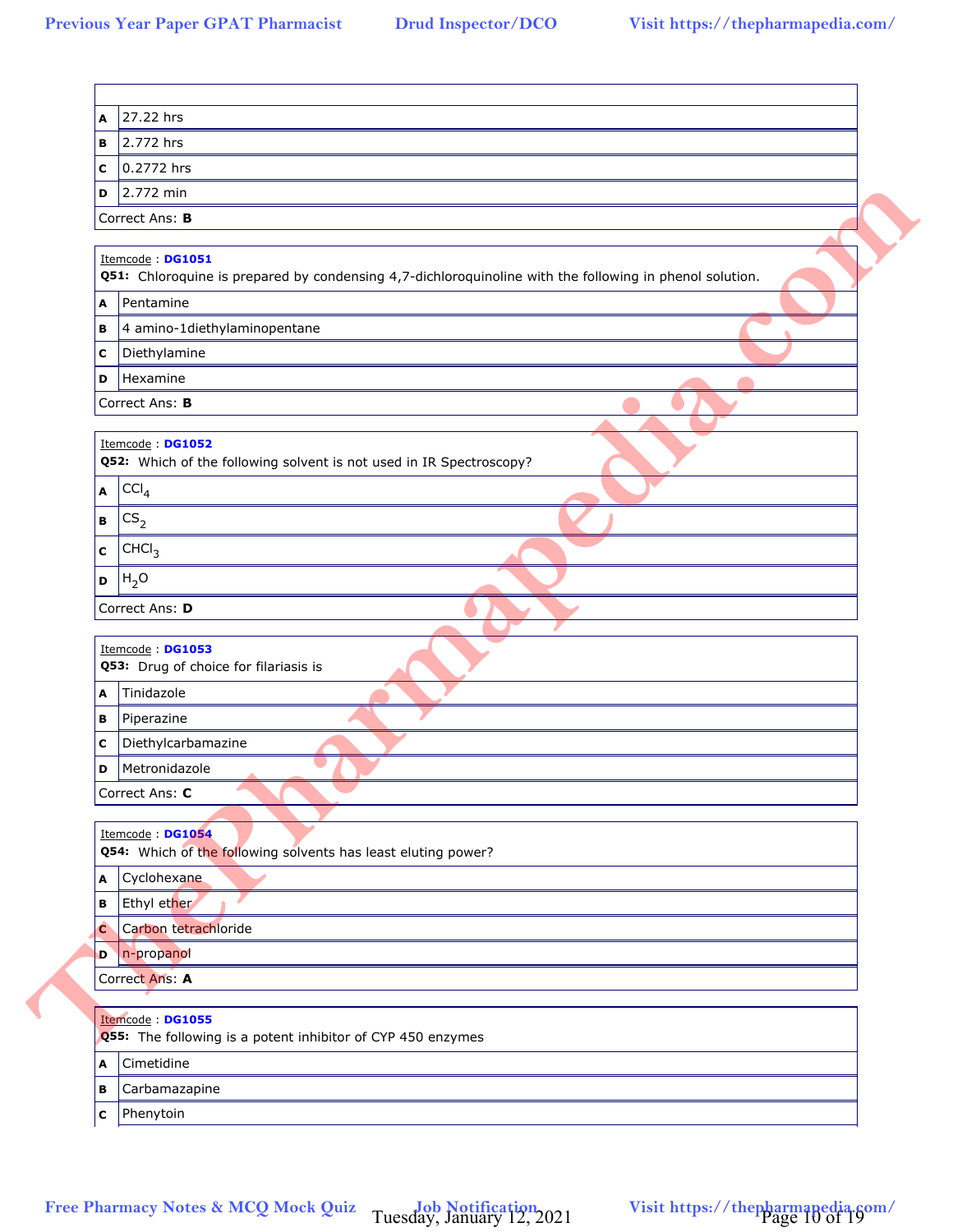| | |
|---|---|
| **A** | 27.22 hrs |
| **B** | 2.772 hrs |
| **C** | 0.2772 hrs |
| **D** | 2.772 min |

Correct Ans: **B**

Itemcode : **DG1051**

**Q51:** Chloroquine is prepared by condensing 4,7-dichloroquinoline with the following in phenol solution.

| | |
|---|---|
| **A** | Pentamine |
| **B** | 4 amino-1diethylaminopentane |
| **C** | Diethylamine |
| **D** | Hexamine |

Correct Ans: **B**

Itemcode : **DG1052**

**Q52:** Which of the following solvent is not used in IR Spectroscopy?

| | |
|---|---|
| **A** | $CCl_4$ |
| **B** | $CS_2$ |
| **C** | $CHCl_3$ |
| **D** | $H_2O$ |

Correct Ans: **D**

Itemcode : **DG1053**

**Q53:** Drug of choice for filariasis is

| | |
|---|---|
| **A** | Tinidazole |
| **B** | Piperazine |
| **C** | Diethylcarbamazine |
| **D** | Metronidazole |

Correct Ans: **C**

Itemcode : **DG1054**

**Q54:** Which of the following solvents has least eluting power?

| | |
|---|---|
| **A** | Cyclohexane |
| **B** | Ethyl ether |
| **C** | Carbon tetrachloride |
| **D** | n-propanol |

Correct Ans: **A**

Itemcode : **DG1055**

**Q55:** The following is a potent inhibitor of CYP 450 enzymes

| | |
|---|---|
| **A** | Cimetidine |
| **B** | Carbamazapine |
| **C** | Phenytoin |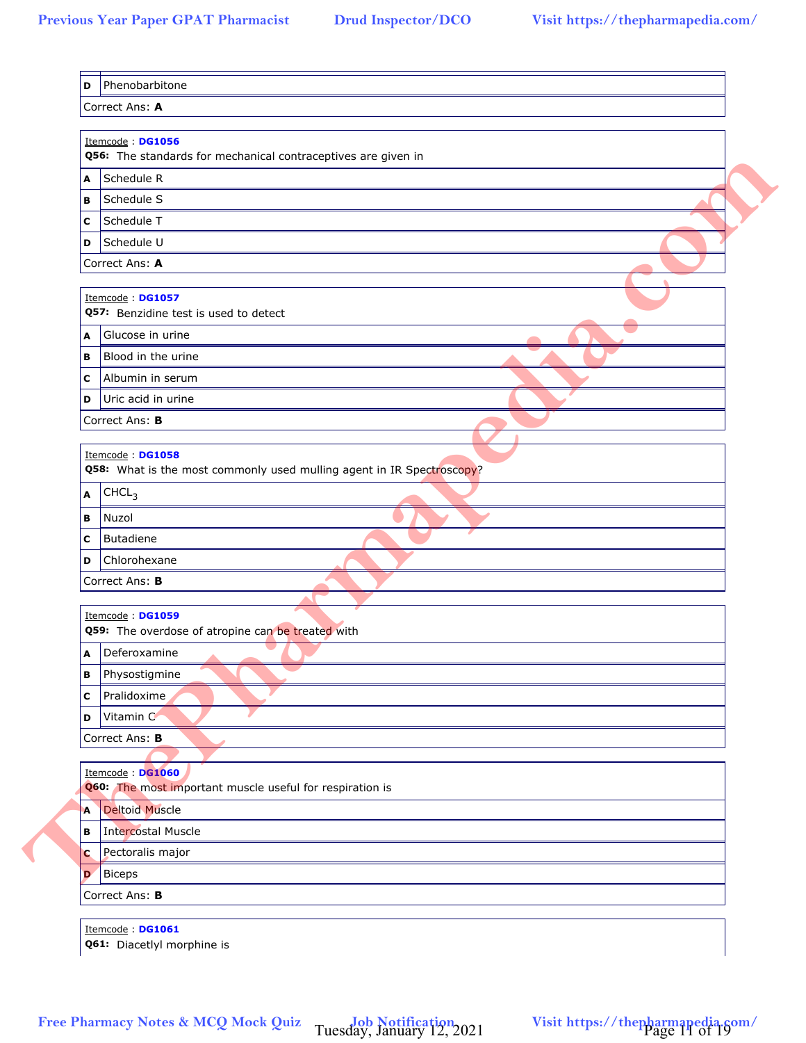| D | Phenobarbitone |
|---|---|
| Correct Ans: **A** | |

Itemcode : **DG1056**

**Q56:** The standards for mechanical contraceptives are given in

| A | Schedule R |
|---|---|
| B | Schedule S |
| C | Schedule T |
| D | Schedule U |

Correct Ans: **A**

Itemcode : **DG1057**

**Q57:** Benzidine test is used to detect

| A | Glucose in urine |
|---|---|
| B | Blood in the urine |
| C | Albumin in serum |
| D | Uric acid in urine |

Correct Ans: **B**

Itemcode : **DG1058**

**Q58:** What is the most commonly used mulling agent in IR Spectroscopy?

| A | $CHCL_3$ |
|---|---|
| B | Nuzol |
| C | Butadiene |
| D | Chlorohexane |

Correct Ans: **B**

Itemcode : **DG1059**

**Q59:** The overdose of atropine can be treated with

| A | Deferoxamine |
|---|---|
| B | Physostigmine |
| C | Pralidoxime |
| D | Vitamin C |

Correct Ans: **B**

Itemcode : **DG1060**

**Q60:** The most important muscle useful for respiration is

| A | Deltoid Muscle |
|---|---|
| B | Intercostal Muscle |
| C | Pectoralis major |
| D | Biceps |

Correct Ans: **B**

Itemcode : **DG1061**

**Q61:** Diacetlyl morphine is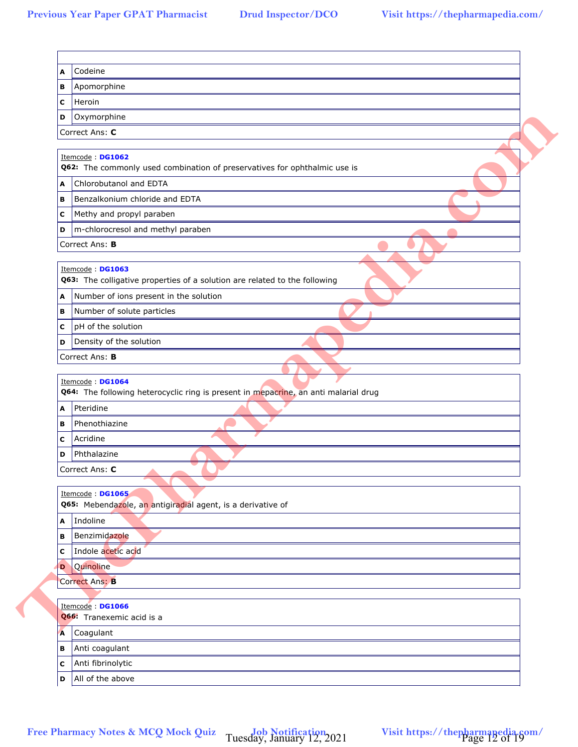| | |
|---|---|
| **A** | Codeine |
| **B** | Apomorphine |
| **C** | Heroin |
| **D** | Oxymorphine |
| Correct Ans: **C** | |

Itemcode : **DG1062**

**Q62:** The commonly used combination of preservatives for ophthalmic use is

| | |
|---|---|
| **A** | Chlorobutanol and EDTA |
| **B** | Benzalkonium chloride and EDTA |
| **C** | Methy and propyl paraben |
| **D** | m-chlorocresol and methyl paraben |
| Correct Ans: **B** | |

Itemcode : **DG1063**

**Q63:** The colligative properties of a solution are related to the following

| | |
|---|---|
| **A** | Number of ions present in the solution |
| **B** | Number of solute particles |
| **C** | pH of the solution |
| **D** | Density of the solution |
| Correct Ans: **B** | |

Itemcode : **DG1064**

**Q64:** The following heterocyclic ring is present in mepacrine, an anti malarial drug

| | |
|---|---|
| **A** | Pteridine |
| **B** | Phenothiazine |
| **C** | Acridine |
| **D** | Phthalazine |
| Correct Ans: **C** | |

Itemcode : **DG1065**

**Q65:** Mebendazole, an antigiradial agent, is a derivative of

| | |
|---|---|
| **A** | Indoline |
| **B** | Benzimidazole |
| **C** | Indole acetic acid |
| **D** | Quinoline |
| Correct Ans: **B** | |

Itemcode : **DG1066**

**Q66:** Tranexemic acid is a

| | |
|---|---|
| **A** | Coagulant |
| **B** | Anti coagulant |
| **C** | Anti fibrinolytic |
| **D** | All of the above |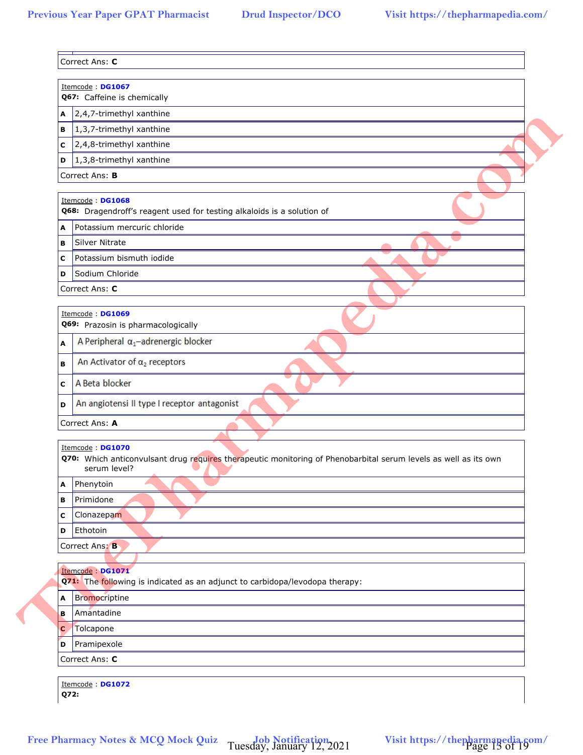Correct Ans: **C**

Itemcode : **DG1067**

**Q67:** Caffeine is chemically

| | |
|---|---|
| **A** | 2,4,7-trimethyl xanthine |
| **B** | 1,3,7-trimethyl xanthine |
| **C** | 2,4,8-trimethyl xanthine |
| **D** | 1,3,8-trimethyl xanthine |

Correct Ans: **B**

Itemcode : **DG1068**

**Q68:** Dragendroff's reagent used for testing alkaloids is a solution of

| | |
|---|---|
| **A** | Potassium mercuric chloride |
| **B** | Silver Nitrate |
| **C** | Potassium bismuth iodide |
| **D** | Sodium Chloride |

Correct Ans: **C**

Itemcode : **DG1069**

**Q69:** Prazosin is pharmacologically

| | |
|---|---|
| **A** | A Peripheral $\alpha_1$–adrenergic blocker |
| **B** | An Activator of $\alpha_2$ receptors |
| **C** | A Beta blocker |
| **D** | An angiotensi II type I receptor antagonist |

Correct Ans: **A**

Itemcode : **DG1070**

**Q70:** Which anticonvulsant drug requires therapeutic monitoring of Phenobarbital serum levels as well as its own serum level?

| | |
|---|---|
| **A** | Phenytoin |
| **B** | Primidone |
| **C** | Clonazepam |
| **D** | Ethotoin |

Correct Ans: **B**

Itemcode : **DG1071**

**Q71:** The following is indicated as an adjunct to carbidopa/levodopa therapy:

| | |
|---|---|
| **A** | Bromocriptine |
| **B** | Amantadine |
| **C** | Tolcapone |
| **D** | Pramipexole |

Correct Ans: **C**

Itemcode : **DG1072**

**Q72:**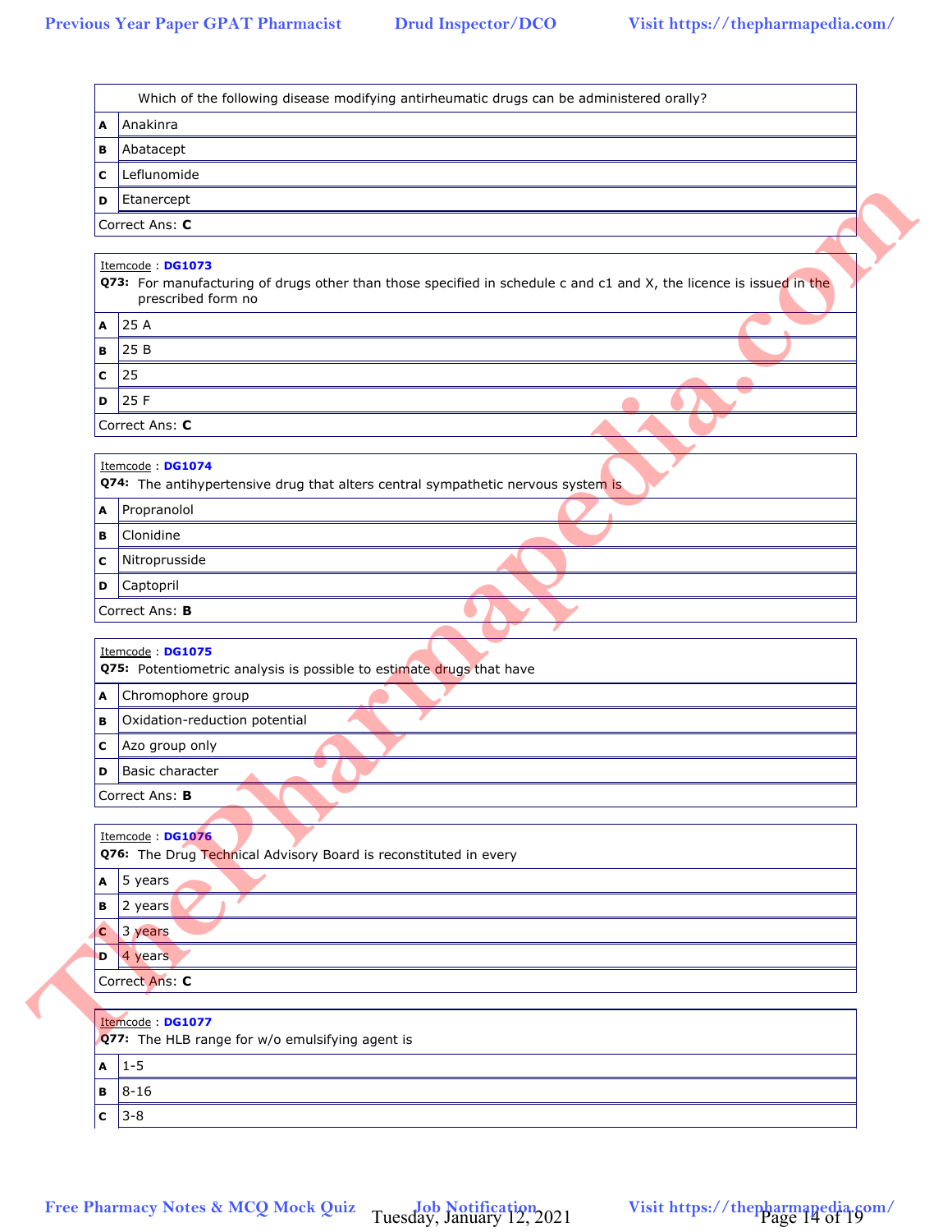Which of the following disease modifying antirheumatic drugs can be administered orally?

| | |
|---|---|
| A | Anakinra |
| B | Abatacept |
| C | Leflunomide |
| D | Etanercept |

Correct Ans: **C**

Itemcode : **DG1073**

**Q73:** For manufacturing of drugs other than those specified in schedule c and c1 and X, the licence is issued in the prescribed form no

| | |
|---|---|
| A | 25 A |
| B | 25 B |
| C | 25 |
| D | 25 F |

Correct Ans: **C**

Itemcode : **DG1074**

**Q74:** The antihypertensive drug that alters central sympathetic nervous system is

| | |
|---|---|
| A | Propranolol |
| B | Clonidine |
| C | Nitroprusside |
| D | Captopril |

Correct Ans: **B**

Itemcode : **DG1075**

**Q75:** Potentiometric analysis is possible to estimate drugs that have

| | |
|---|---|
| A | Chromophore group |
| B | Oxidation-reduction potential |
| C | Azo group only |
| D | Basic character |

Correct Ans: **B**

Itemcode : **DG1076**

**Q76:** The Drug Technical Advisory Board is reconstituted in every

| | |
|---|---|
| A | 5 years |
| B | 2 years |
| C | 3 years |
| D | 4 years |

Correct Ans: **C**

Itemcode : **DG1077**

**Q77:** The HLB range for w/o emulsifying agent is

| | |
|---|---|
| A | 1-5 |
| B | 8-16 |
| C | 3-8 |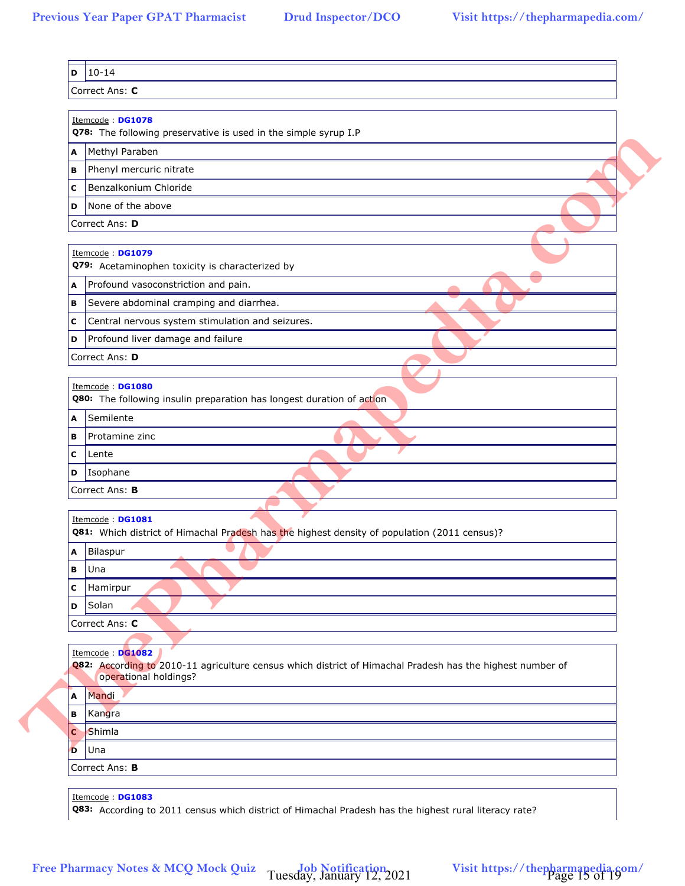| | |
|---|---|
| D | 10-14 |

Correct Ans: **C**

Itemcode : **DG1078**

**Q78:** The following preservative is used in the simple syrup I.P

| | |
|---|---|
| A | Methyl Paraben |
| B | Phenyl mercuric nitrate |
| C | Benzalkonium Chloride |
| D | None of the above |

Correct Ans: **D**

Itemcode : **DG1079**

**Q79:** Acetaminophen toxicity is characterized by

| | |
|---|---|
| A | Profound vasoconstriction and pain. |
| B | Severe abdominal cramping and diarrhea. |
| C | Central nervous system stimulation and seizures. |
| D | Profound liver damage and failure |

Correct Ans: **D**

Itemcode : **DG1080**

**Q80:** The following insulin preparation has longest duration of action

| | |
|---|---|
| A | Semilente |
| B | Protamine zinc |
| C | Lente |
| D | Isophane |

Correct Ans: **B**

Itemcode : **DG1081**

**Q81:** Which district of Himachal Pradesh has the highest density of population (2011 census)?

| | |
|---|---|
| A | Bilaspur |
| B | Una |
| C | Hamirpur |
| D | Solan |

Correct Ans: **C**

Itemcode : **DG1082**

**Q82:** According to 2010-11 agriculture census which district of Himachal Pradesh has the highest number of operational holdings?

| | |
|---|---|
| A | Mandi |
| B | Kangra |
| C | Shimla |
| D | Una |

Correct Ans: **B**

Itemcode : **DG1083**

**Q83:** According to 2011 census which district of Himachal Pradesh has the highest rural literacy rate?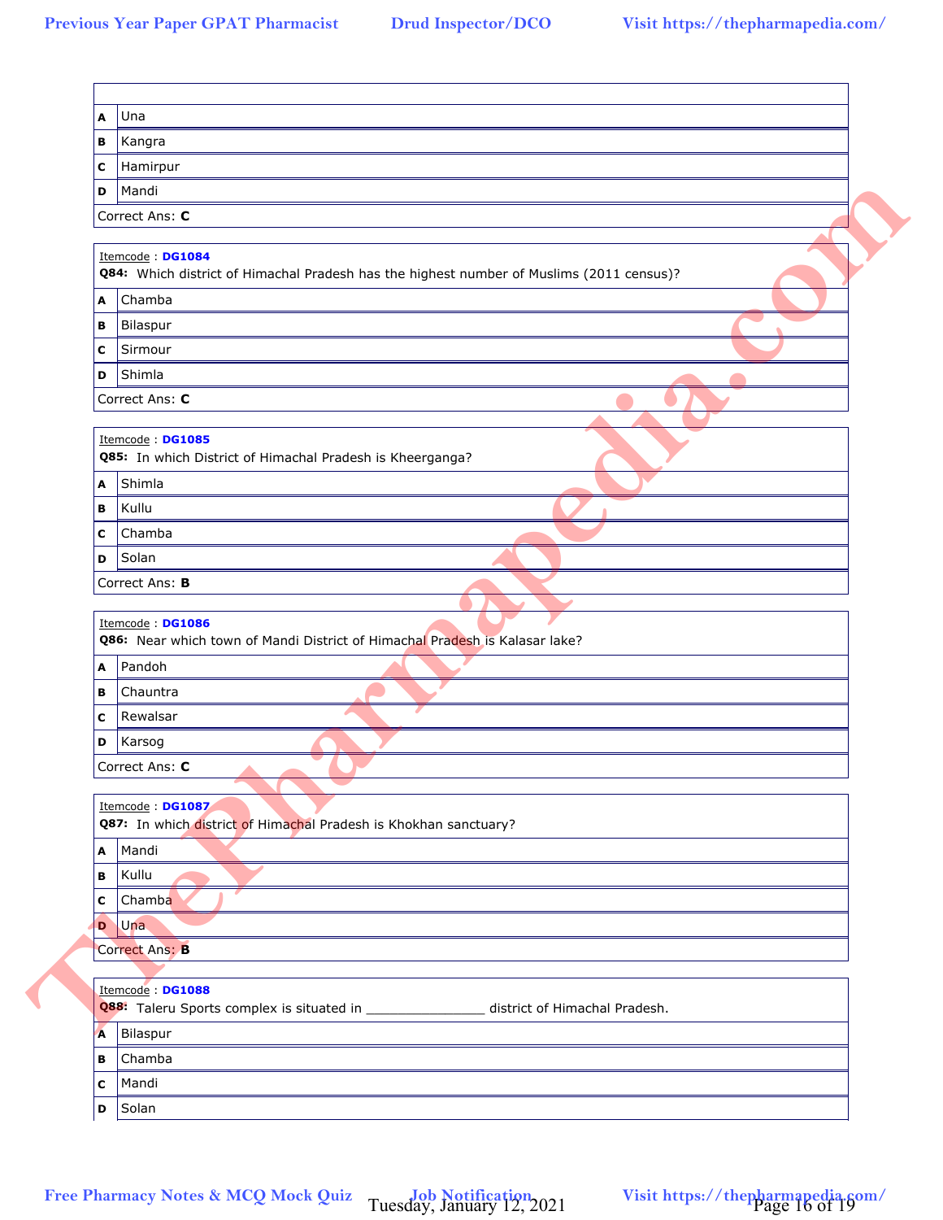| | |
|---|---|
| A | Una |
| B | Kangra |
| C | Hamirpur |
| D | Mandi |

Correct Ans: **C**

Itemcode : **DG1084**

**Q84:** Which district of Himachal Pradesh has the highest number of Muslims (2011 census)?

| | |
|---|---|
| A | Chamba |
| B | Bilaspur |
| C | Sirmour |
| D | Shimla |

Correct Ans: **C**

Itemcode : **DG1085**

**Q85:** In which District of Himachal Pradesh is Kheerganga?

| | |
|---|---|
| A | Shimla |
| B | Kullu |
| C | Chamba |
| D | Solan |

Correct Ans: **B**

Itemcode : **DG1086**

**Q86:** Near which town of Mandi District of Himachal Pradesh is Kalasar lake?

| | |
|---|---|
| A | Pandoh |
| B | Chauntra |
| C | Rewalsar |
| D | Karsog |

Correct Ans: **C**

Itemcode : **DG1087**

**Q87:** In which district of Himachal Pradesh is Khokhan sanctuary?

| | |
|---|---|
| A | Mandi |
| B | Kullu |
| C | Chamba |
| D | Una |

Correct Ans: **B**

Itemcode : **DG1088**

**Q88:** Taleru Sports complex is situated in ________________ district of Himachal Pradesh.

| | |
|---|---|
| A | Bilaspur |
| B | Chamba |
| C | Mandi |
| D | Solan |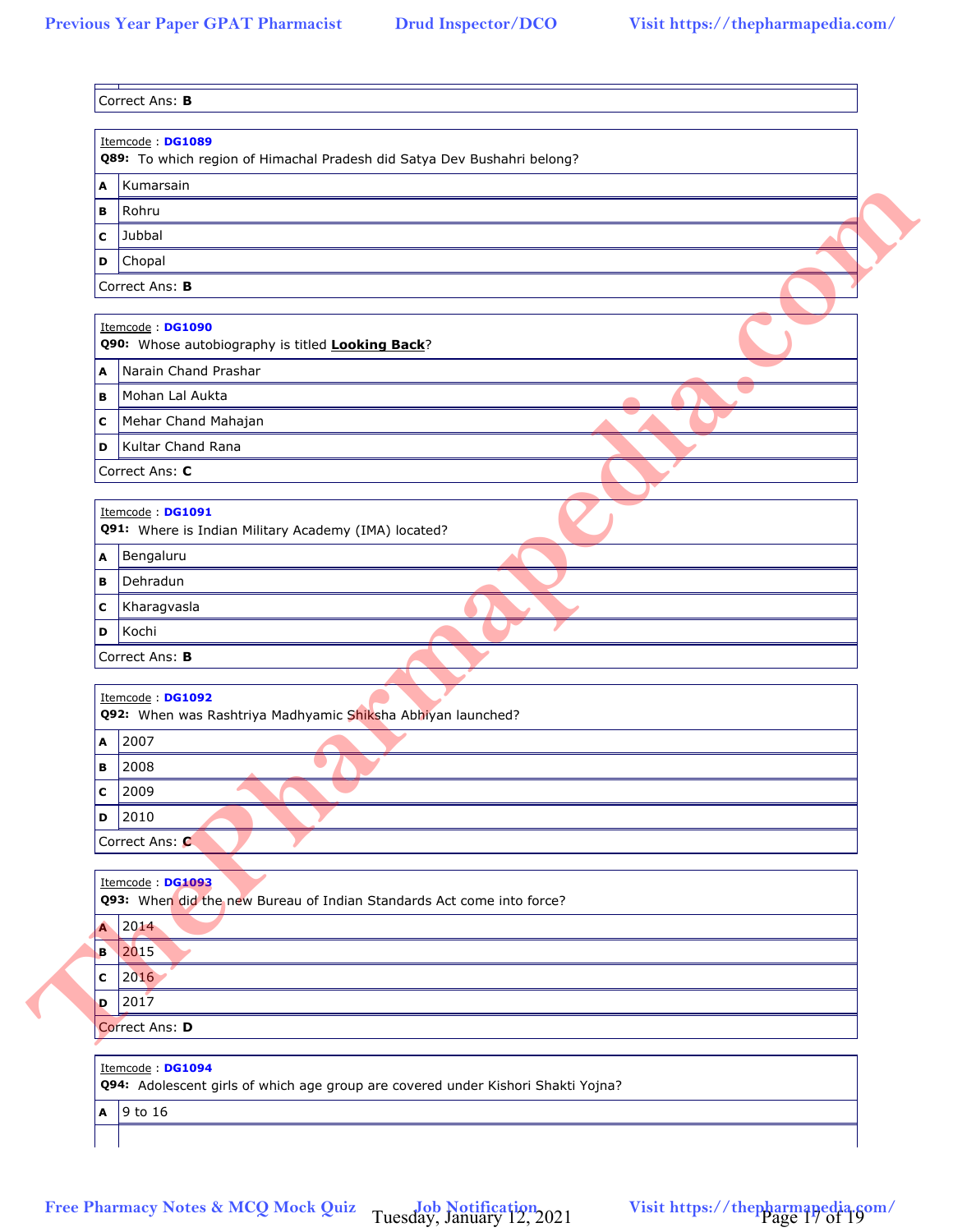Correct Ans: **B**

Itemcode : **DG1089**

**Q89:** To which region of Himachal Pradesh did Satya Dev Bushahri belong?

| | |
|---|---|
| **A** | Kumarsain |
| **B** | Rohru |
| **C** | Jubbal |
| **D** | Chopal |

Correct Ans: **B**

Itemcode : **DG1090**

**Q90:** Whose autobiography is titled **Looking Back**?

| | |
|---|---|
| **A** | Narain Chand Prashar |
| **B** | Mohan Lal Aukta |
| **C** | Mehar Chand Mahajan |
| **D** | Kultar Chand Rana |

Correct Ans: **C**

Itemcode : **DG1091**

**Q91:** Where is Indian Military Academy (IMA) located?

| | |
|---|---|
| **A** | Bengaluru |
| **B** | Dehradun |
| **C** | Kharagvasla |
| **D** | Kochi |

Correct Ans: **B**

Itemcode : **DG1092**

**Q92:** When was Rashtriya Madhyamic Shiksha Abhiyan launched?

| | |
|---|---|
| **A** | 2007 |
| **B** | 2008 |
| **C** | 2009 |
| **D** | 2010 |

Correct Ans: **C**

Itemcode : **DG1093**

**Q93:** When did the new Bureau of Indian Standards Act come into force?

| | |
|---|---|
| **A** | 2014 |
| **B** | 2015 |
| **C** | 2016 |
| **D** | 2017 |

Correct Ans: **D**

Itemcode : **DG1094**

**Q94:** Adolescent girls of which age group are covered under Kishori Shakti Yojna?

| | |
|---|---|
| **A** | 9 to 16 |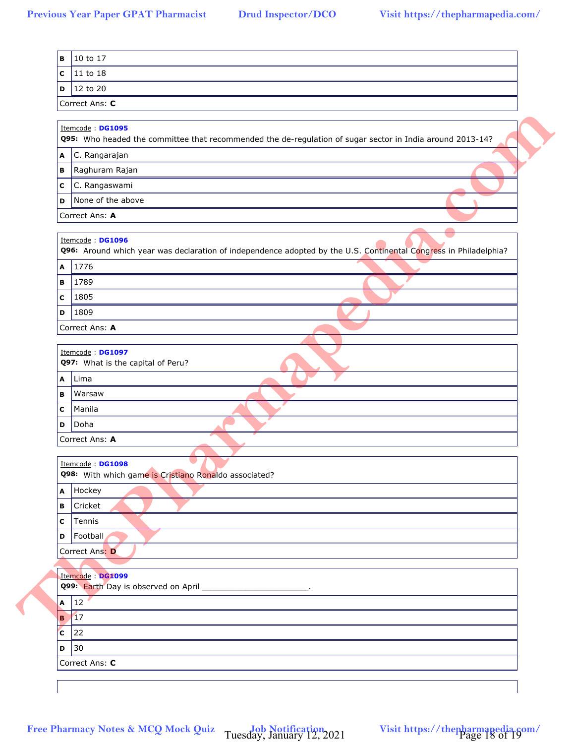| B | 10 to 17 |
|---|---|
| C | 11 to 18 |
| D | 12 to 20 |

Correct Ans: **C**

Itemcode : **DG1095**

**Q95:** Who headed the committee that recommended the de-regulation of sugar sector in India around 2013-14?

| A | C. Rangarajan |
|---|---|
| B | Raghuram Rajan |
| C | C. Rangaswami |
| D | None of the above |

Correct Ans: **A**

Itemcode : **DG1096**

**Q96:** Around which year was declaration of independence adopted by the U.S. Continental Congress in Philadelphia?

| A | 1776 |
|---|---|
| B | 1789 |
| C | 1805 |
| D | 1809 |

Correct Ans: **A**

Itemcode : **DG1097**

**Q97:** What is the capital of Peru?

| A | Lima |
|---|---|
| B | Warsaw |
| C | Manila |
| D | Doha |

Correct Ans: **A**

Itemcode : **DG1098**

**Q98:** With which game is Cristiano Ronaldo associated?

| A | Hockey |
|---|---|
| B | Cricket |
| C | Tennis |
| D | Football |

Correct Ans: **D**

Itemcode : **DG1099**

**Q99:** Earth Day is observed on April ______________________.

| A | 12 |
|---|---|
| B | 17 |
| C | 22 |
| D | 30 |

Correct Ans: **C**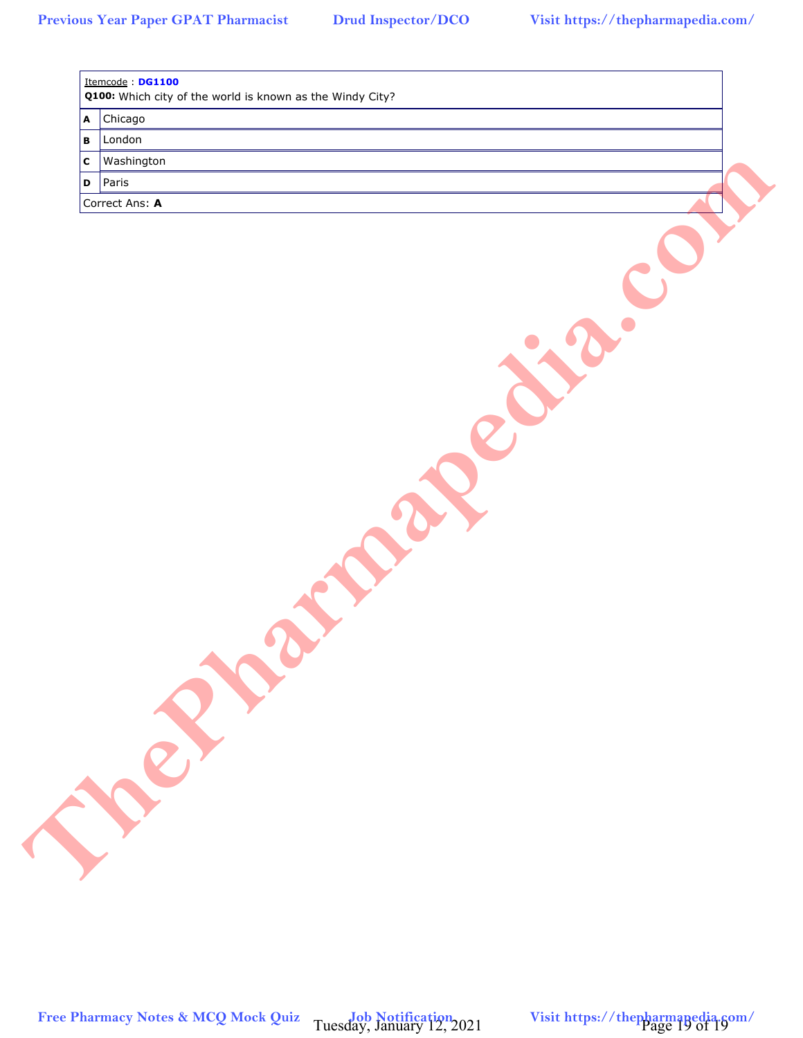Itemcode : **DG1100**

**Q100:** Which city of the world is known as the Windy City?

| | |
|---|---|
| **A** | Chicago |
| **B** | London |
| **C** | Washington |
| **D** | Paris |

Correct Ans: **A**